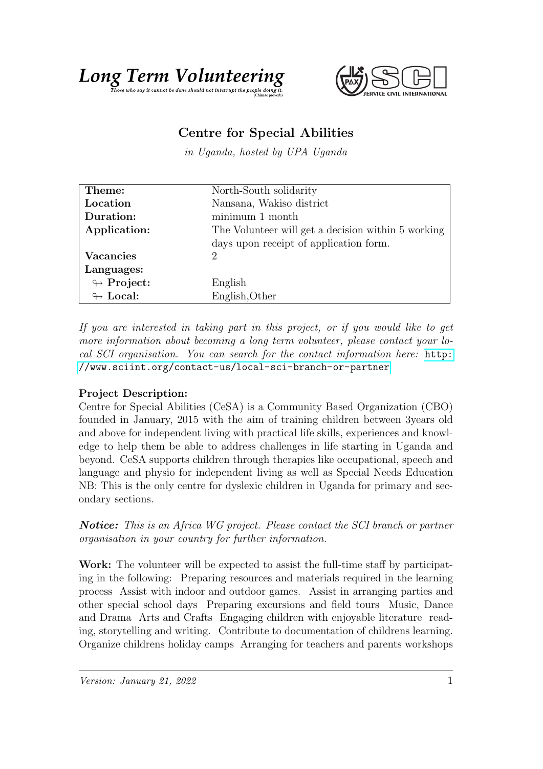# Long Term Volunteering

*Those who say it cannot be done should not interrupt the people doing it.* (Chinese proverb)

SERVICE CIVIL INTERNATIONAL

## Centre for Special Abilities

*in Uganda, hosted by UPA Uganda*

| | |
|---|---|
| **Theme:** | North-South solidarity |
| **Location** | Nansana, Wakiso district |
| **Duration:** | minimum 1 month |
| **Application:** | The Volunteer will get a decision within 5 working days upon receipt of application form. |
| **Vacancies** | 2 |
| **Languages:** | |
| ↬ **Project:** | English |
| ↬ **Local:** | English,Other |

*If you are interested in taking part in this project, or if you would like to get more information about becoming a long term volunteer, please contact your local SCI organisation. You can search for the contact information here:* http://www.sciint.org/contact-us/local-sci-branch-or-partner

**Project Description:**
Centre for Special Abilities (CeSA) is a Community Based Organization (CBO) founded in January, 2015 with the aim of training children between 3years old and above for independent living with practical life skills, experiences and knowledge to help them be able to address challenges in life starting in Uganda and beyond. CeSA supports children through therapies like occupational, speech and language and physio for independent living as well as Special Needs Education NB: This is the only centre for dyslexic children in Uganda for primary and secondary sections.

***Notice:*** *This is an Africa WG project. Please contact the SCI branch or partner organisation in your country for further information.*

**Work:** The volunteer will be expected to assist the full-time staff by participating in the following: Preparing resources and materials required in the learning process Assist with indoor and outdoor games. Assist in arranging parties and other special school days Preparing excursions and field tours Music, Dance and Drama Arts and Crafts Engaging children with enjoyable literature reading, storytelling and writing. Contribute to documentation of childrens learning. Organize childrens holiday camps Arranging for teachers and parents workshops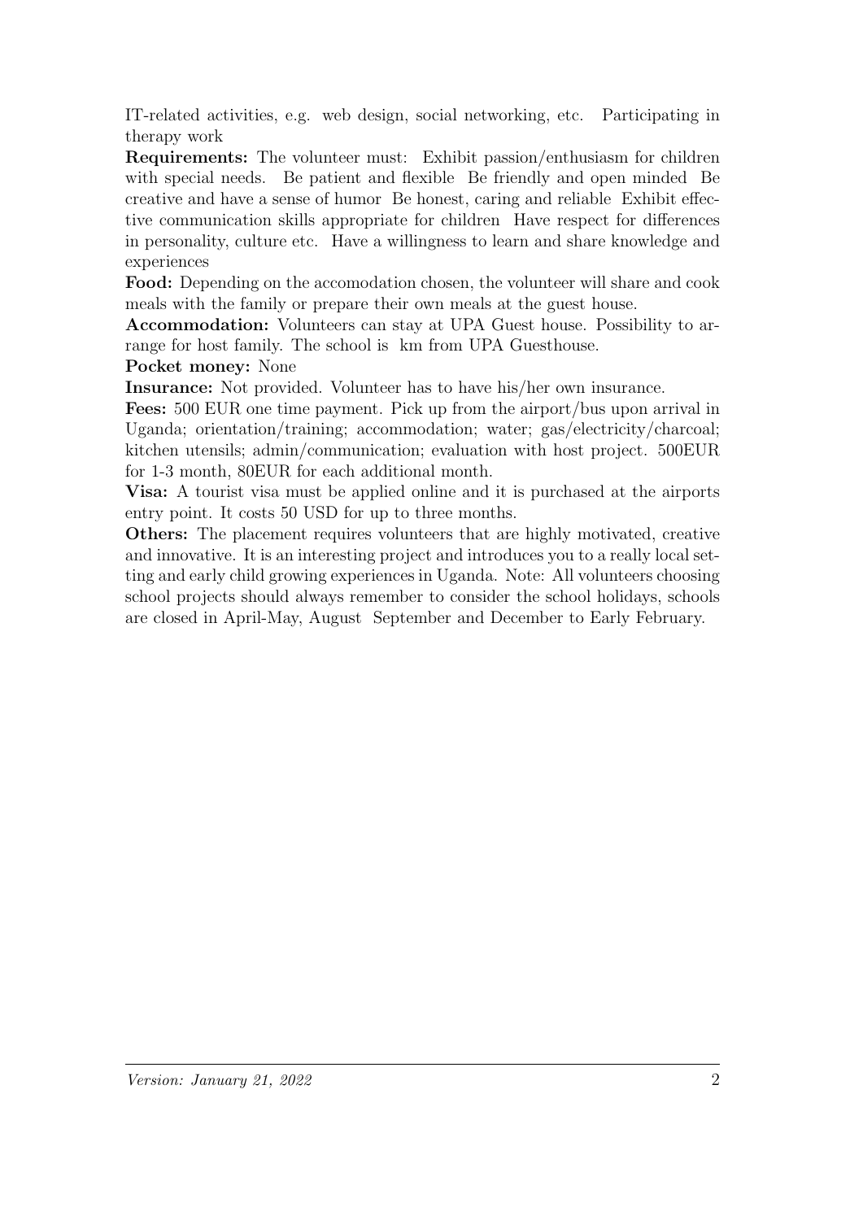IT-related activities, e.g. web design, social networking, etc.  Participating in therapy work

**Requirements:** The volunteer must:  Exhibit passion/enthusiasm for children with special needs.  Be patient and flexible  Be friendly and open minded  Be creative and have a sense of humor  Be honest, caring and reliable  Exhibit effective communication skills appropriate for children  Have respect for differences in personality, culture etc.  Have a willingness to learn and share knowledge and experiences

**Food:** Depending on the accomodation chosen, the volunteer will share and cook meals with the family or prepare their own meals at the guest house.

**Accommodation:** Volunteers can stay at UPA Guest house. Possibility to arrange for host family. The school is  km from UPA Guesthouse.

**Pocket money:** None

**Insurance:** Not provided. Volunteer has to have his/her own insurance.

**Fees:** 500 EUR one time payment. Pick up from the airport/bus upon arrival in Uganda; orientation/training; accommodation; water; gas/electricity/charcoal; kitchen utensils; admin/communication; evaluation with host project. 500EUR for 1-3 month, 80EUR for each additional month.

**Visa:** A tourist visa must be applied online and it is purchased at the airports entry point. It costs 50 USD for up to three months.

**Others:** The placement requires volunteers that are highly motivated, creative and innovative. It is an interesting project and introduces you to a really local setting and early child growing experiences in Uganda. Note: All volunteers choosing school projects should always remember to consider the school holidays, schools are closed in April-May, August  September and December to Early February.